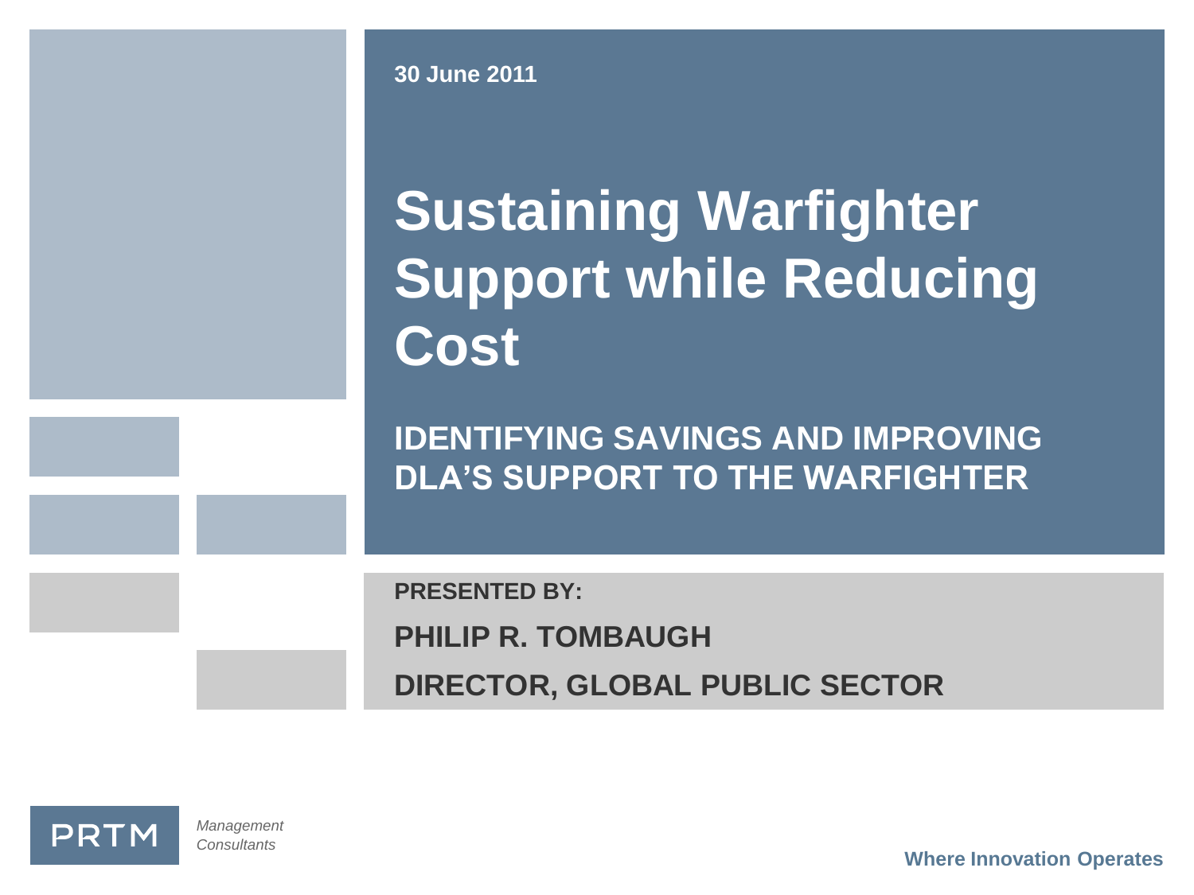30 June 2011

# Sustaining Warfighter Support while Reducing Cost

## IDENTIFYING SAVINGS AND IMPROVING DLA'S SUPPORT TO THE WARFIGHTER

**PRESENTED BY:**

**PHILIP R. TOMBAUGH**

**DIRECTOR, GLOBAL PUBLIC SECTOR**

PRTM *Management Consultants*

**Where Innovation Operates**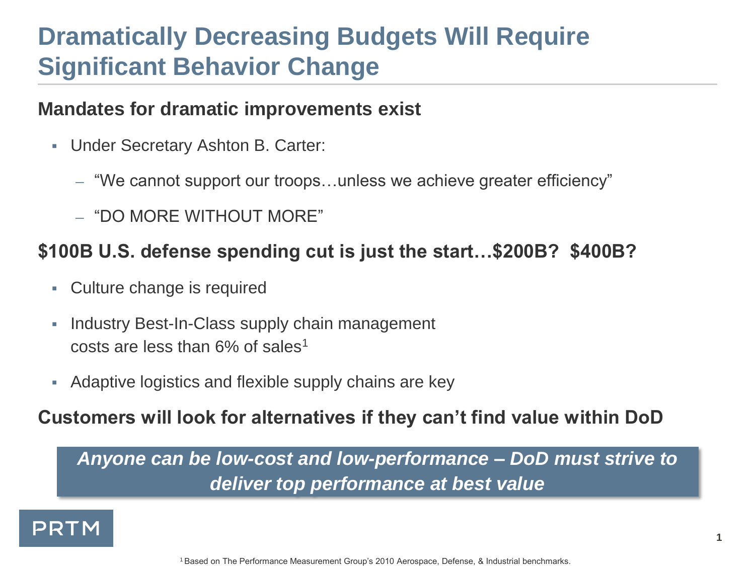# Dramatically Decreasing Budgets Will Require Significant Behavior Change

## Mandates for dramatic improvements exist

- Under Secretary Ashton B. Carter:
  - "We cannot support our troops…unless we achieve greater efficiency"
  - "DO MORE WITHOUT MORE"

## $100B U.S. defense spending cut is just the start…$200B? $400B?

- Culture change is required
- Industry Best-In-Class supply chain management costs are less than 6% of sales[1]
- Adaptive logistics and flexible supply chains are key

## Customers will look for alternatives if they can't find value within DoD

***Anyone can be low-cost and low-performance – DoD must strive to deliver top performance at best value***

PRTM

[1] Based on The Performance Measurement Group's 2010 Aerospace, Defense, & Industrial benchmarks.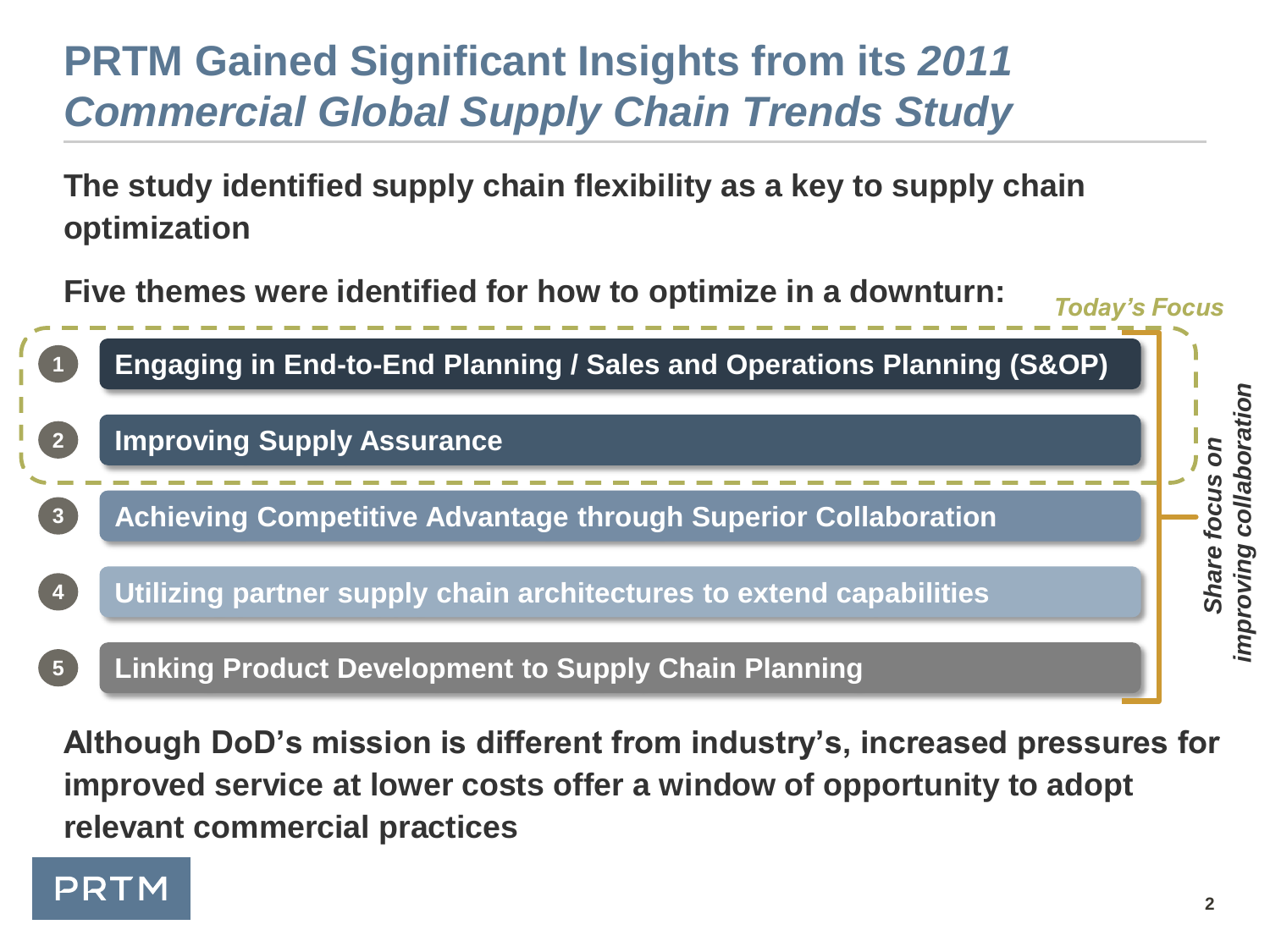# PRTM Gained Significant Insights from its *2011 Commercial Global Supply Chain Trends Study*

**The study identified supply chain flexibility as a key to supply chain optimization**

**Five themes were identified for how to optimize in a downturn:**

*Today's Focus*

1. **Engaging in End-to-End Planning / Sales and Operations Planning (S&OP)**
2. **Improving Supply Assurance**
3. **Achieving Competitive Advantage through Superior Collaboration**
4. **Utilizing partner supply chain architectures to extend capabilities**
5. **Linking Product Development to Supply Chain Planning**

***Share focus on improving collaboration***

**Although DoD's mission is different from industry's, increased pressures for improved service at lower costs offer a window of opportunity to adopt relevant commercial practices**

PRTM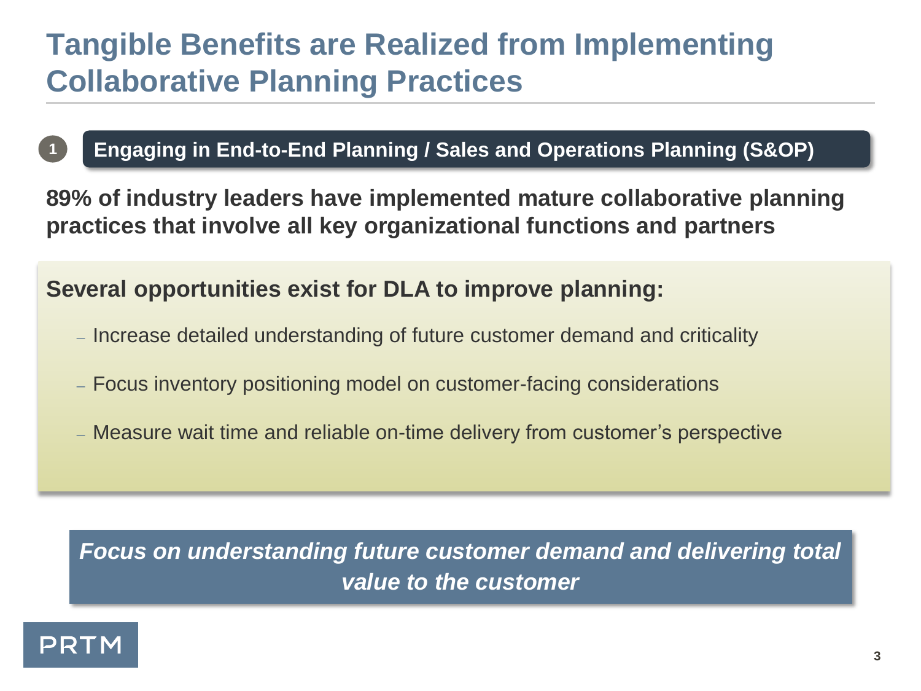# Tangible Benefits are Realized from Implementing Collaborative Planning Practices

## 1 Engaging in End-to-End Planning / Sales and Operations Planning (S&OP)

**89% of industry leaders have implemented mature collaborative planning practices that involve all key organizational functions and partners**

**Several opportunities exist for DLA to improve planning:**

- Increase detailed understanding of future customer demand and criticality
- Focus inventory positioning model on customer-facing considerations
- Measure wait time and reliable on-time delivery from customer's perspective

***Focus on understanding future customer demand and delivering total value to the customer***

PRTM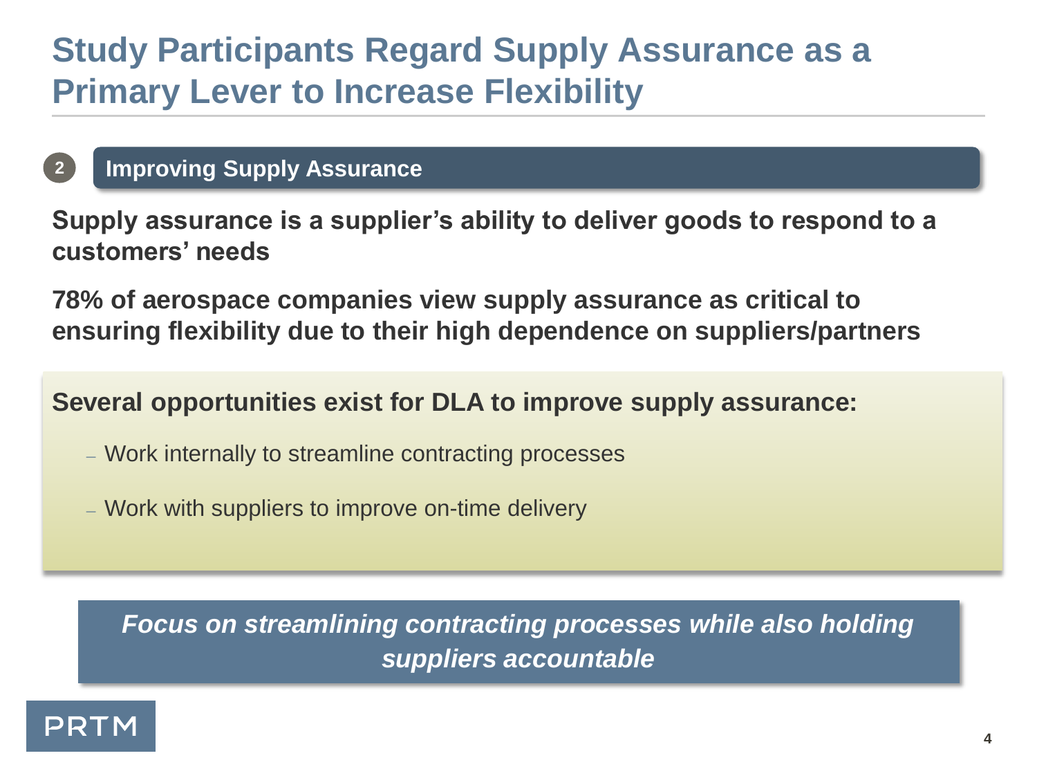# Study Participants Regard Supply Assurance as a Primary Lever to Increase Flexibility

## 2 Improving Supply Assurance

**Supply assurance is a supplier's ability to deliver goods to respond to a customers' needs**

**78% of aerospace companies view supply assurance as critical to ensuring flexibility due to their high dependence on suppliers/partners**

**Several opportunities exist for DLA to improve supply assurance:**

- Work internally to streamline contracting processes
- Work with suppliers to improve on-time delivery

***Focus on streamlining contracting processes while also holding suppliers accountable***

PRTM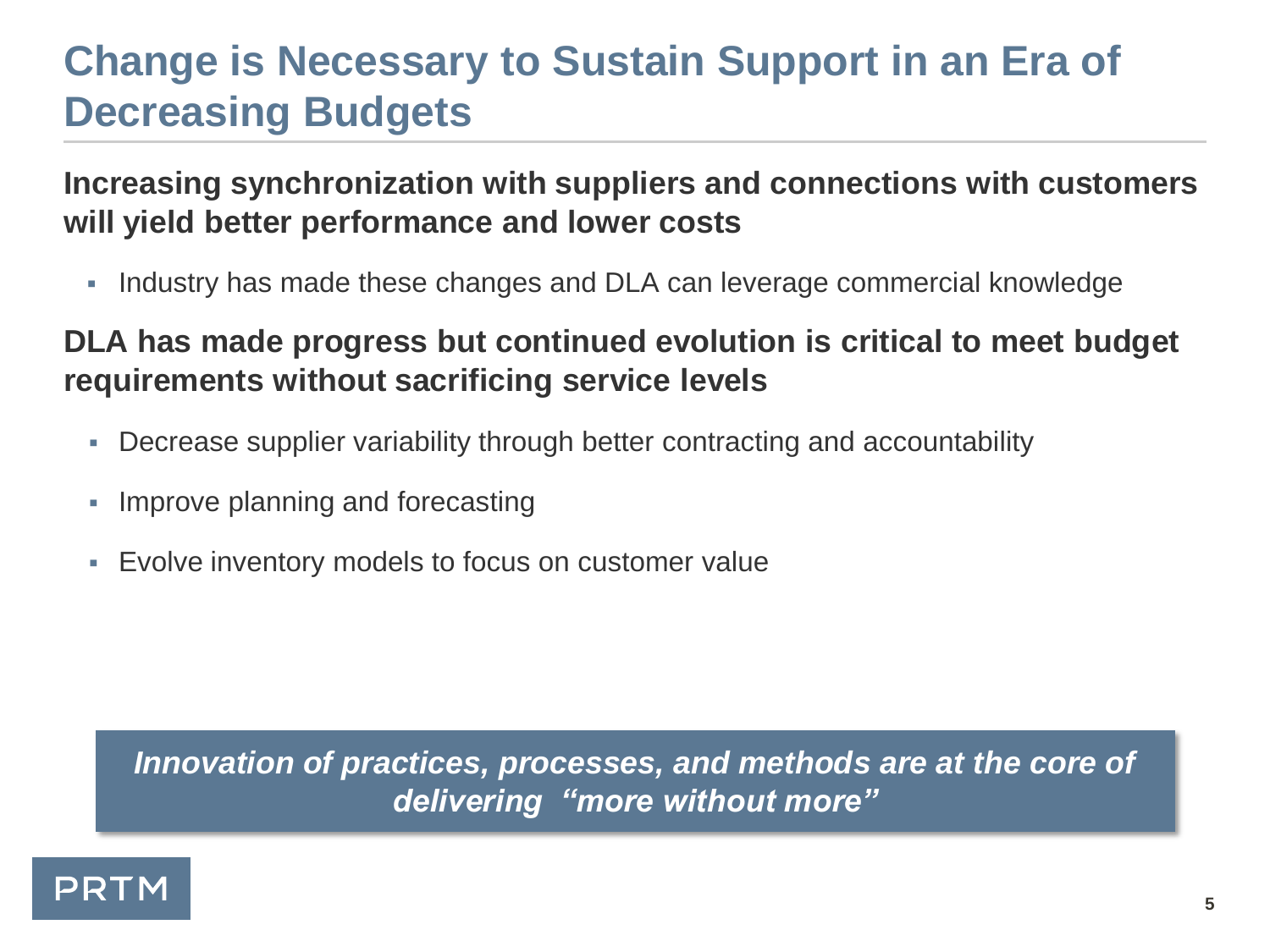# Change is Necessary to Sustain Support in an Era of Decreasing Budgets

**Increasing synchronization with suppliers and connections with customers will yield better performance and lower costs**

- Industry has made these changes and DLA can leverage commercial knowledge

**DLA has made progress but continued evolution is critical to meet budget requirements without sacrificing service levels**

- Decrease supplier variability through better contracting and accountability
- Improve planning and forecasting
- Evolve inventory models to focus on customer value

***Innovation of practices, processes, and methods are at the core of delivering "more without more"***

PRTM